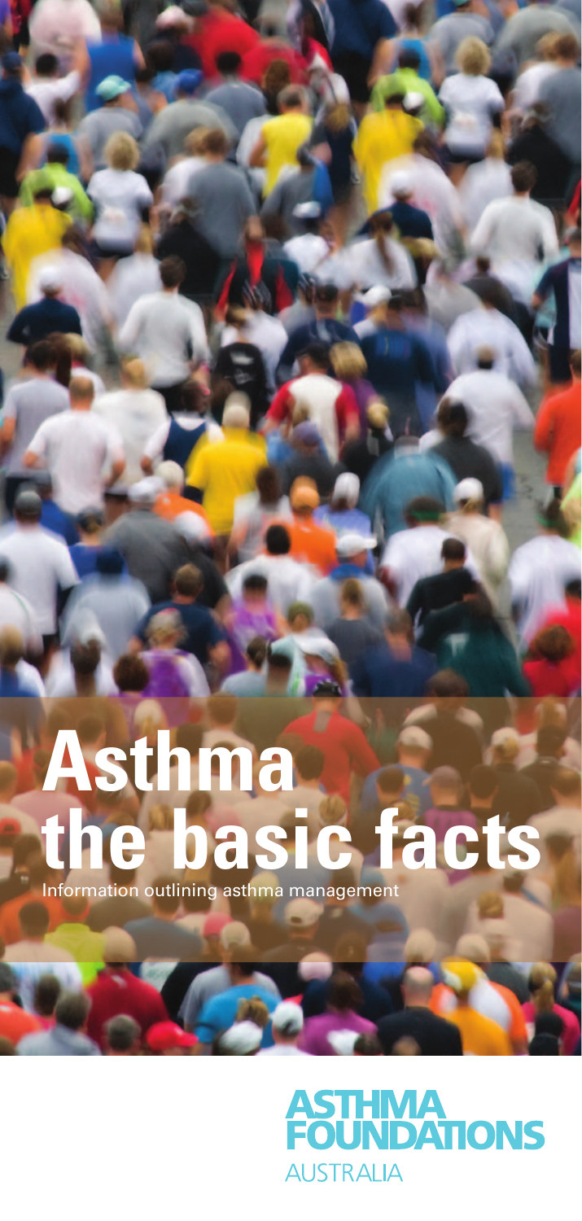# Asthma the basic facts

Information outlining asthma management

ASTHMA FOUNDATIONS AUSTRALIA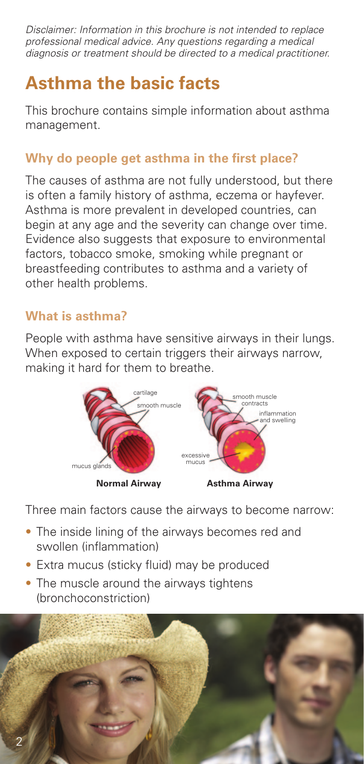*Disclaimer: Information in this brochure is not intended to replace professional medical advice. Any questions regarding a medical diagnosis or treatment should be directed to a medical practitioner.*

# Asthma the basic facts

This brochure contains simple information about asthma management.

## Why do people get asthma in the first place?

The causes of asthma are not fully understood, but there is often a family history of asthma, eczema or hayfever. Asthma is more prevalent in developed countries, can begin at any age and the severity can change over time. Evidence also suggests that exposure to environmental factors, tobacco smoke, smoking while pregnant or breastfeeding contributes to asthma and a variety of other health problems.

## What is asthma?

People with asthma have sensitive airways in their lungs. When exposed to certain triggers their airways narrow, making it hard for them to breathe.

cartilage, smooth muscle, mucus glands — **Normal Airway**

smooth muscle contracts, inflammation and swelling, excessive mucus — **Asthma Airway**

Three main factors cause the airways to become narrow:

- The inside lining of the airways becomes red and swollen (inflammation)
- Extra mucus (sticky fluid) may be produced
- The muscle around the airways tightens (bronchoconstriction)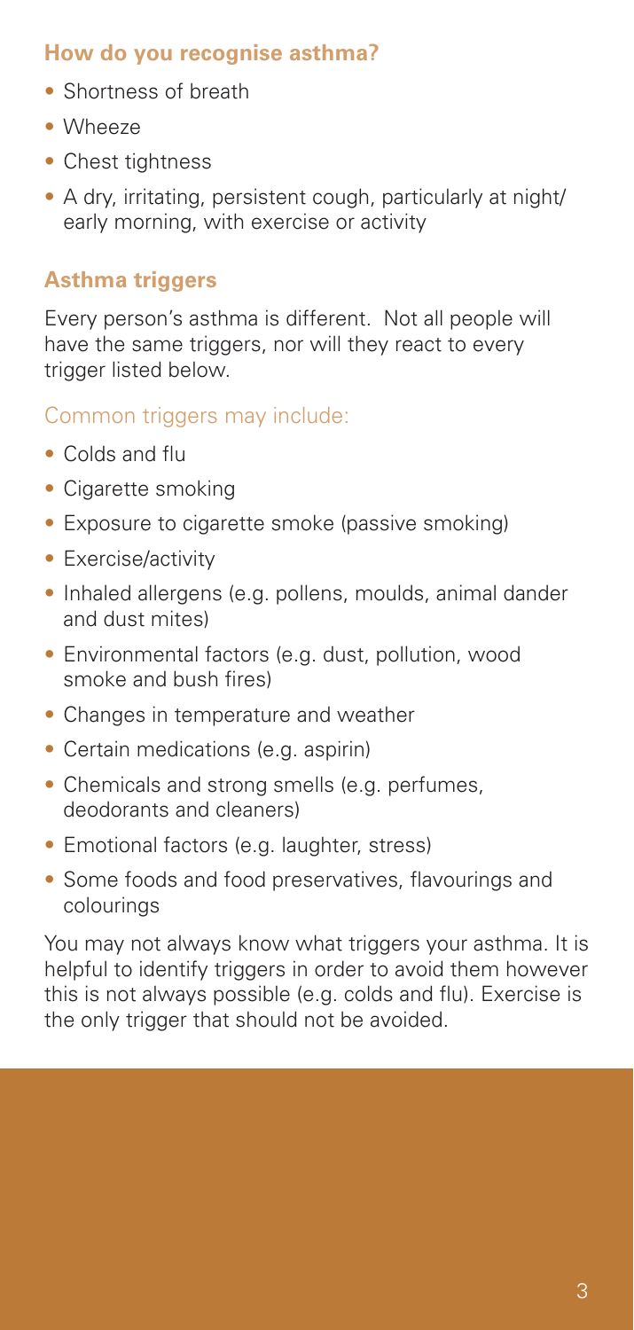## How do you recognise asthma?

- Shortness of breath
- Wheeze
- Chest tightness
- A dry, irritating, persistent cough, particularly at night/ early morning, with exercise or activity

## Asthma triggers

Every person's asthma is different. Not all people will have the same triggers, nor will they react to every trigger listed below.

### Common triggers may include:

- Colds and flu
- Cigarette smoking
- Exposure to cigarette smoke (passive smoking)
- Exercise/activity
- Inhaled allergens (e.g. pollens, moulds, animal dander and dust mites)
- Environmental factors (e.g. dust, pollution, wood smoke and bush fires)
- Changes in temperature and weather
- Certain medications (e.g. aspirin)
- Chemicals and strong smells (e.g. perfumes, deodorants and cleaners)
- Emotional factors (e.g. laughter, stress)
- Some foods and food preservatives, flavourings and colourings

You may not always know what triggers your asthma. It is helpful to identify triggers in order to avoid them however this is not always possible (e.g. colds and flu). Exercise is the only trigger that should not be avoided.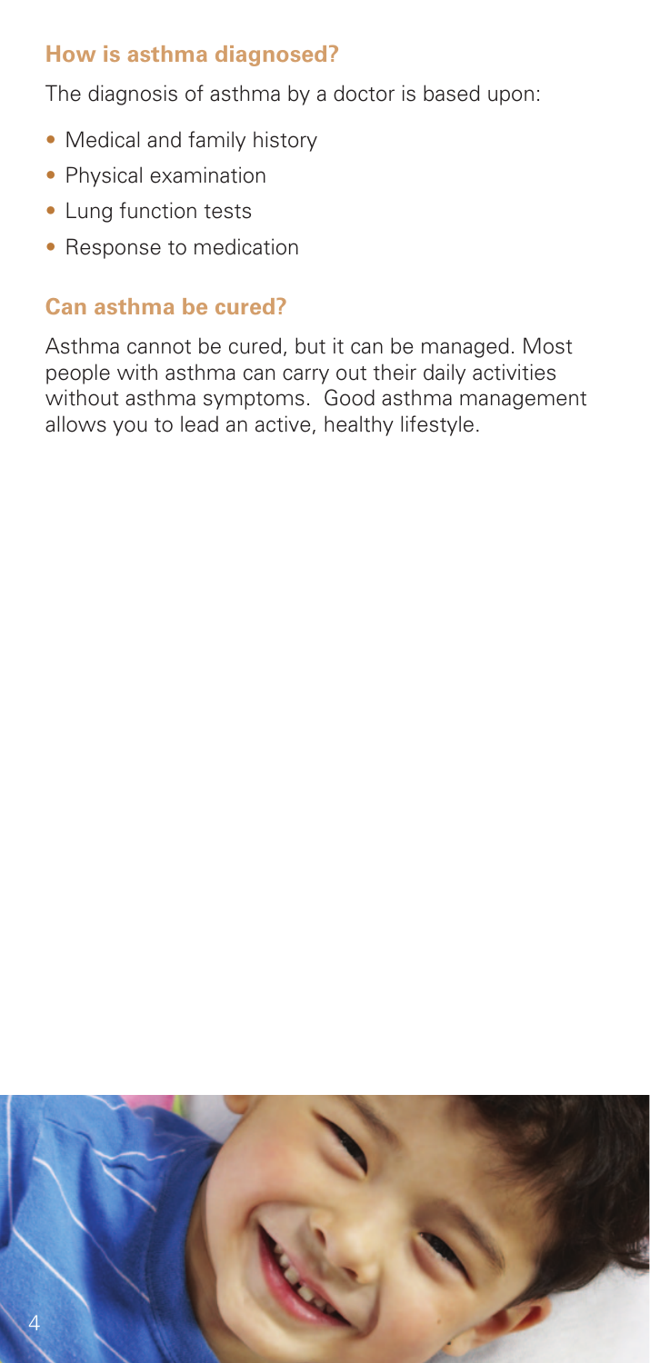## How is asthma diagnosed?

The diagnosis of asthma by a doctor is based upon:

- Medical and family history
- Physical examination
- Lung function tests
- Response to medication

## Can asthma be cured?

Asthma cannot be cured, but it can be managed. Most people with asthma can carry out their daily activities without asthma symptoms. Good asthma management allows you to lead an active, healthy lifestyle.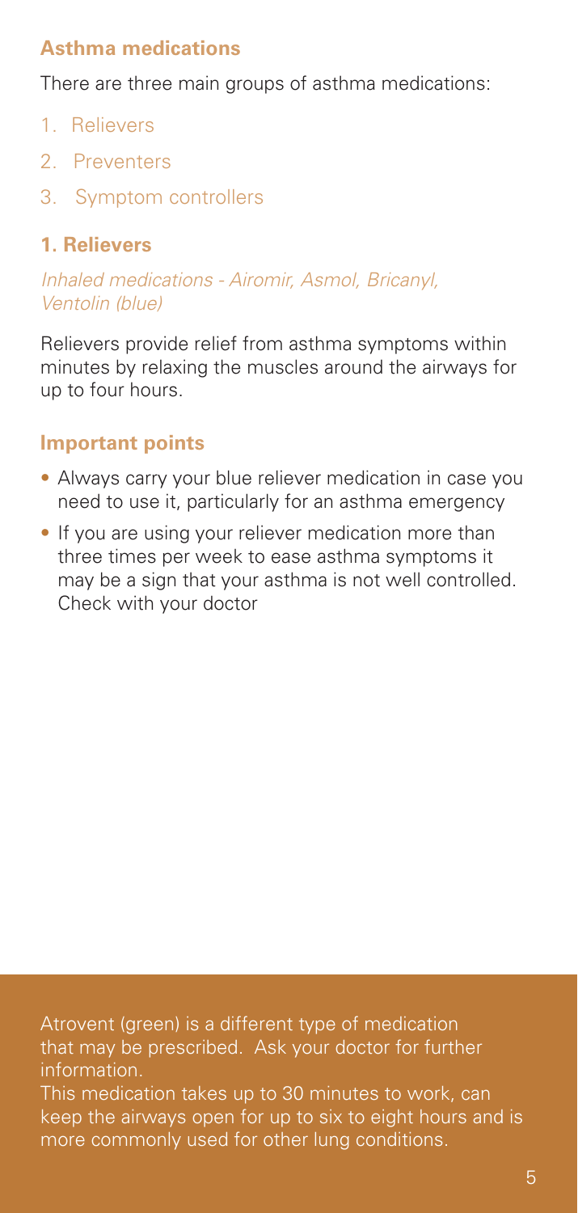## Asthma medications

There are three main groups of asthma medications:

1. Relievers
2. Preventers
3. Symptom controllers

### 1. Relievers

*Inhaled medications - Airomir, Asmol, Bricanyl, Ventolin (blue)*

Relievers provide relief from asthma symptoms within minutes by relaxing the muscles around the airways for up to four hours.

### Important points

- Always carry your blue reliever medication in case you need to use it, particularly for an asthma emergency
- If you are using your reliever medication more than three times per week to ease asthma symptoms it may be a sign that your asthma is not well controlled. Check with your doctor

Atrovent (green) is a different type of medication that may be prescribed. Ask your doctor for further information.

This medication takes up to 30 minutes to work, can keep the airways open for up to six to eight hours and is more commonly used for other lung conditions.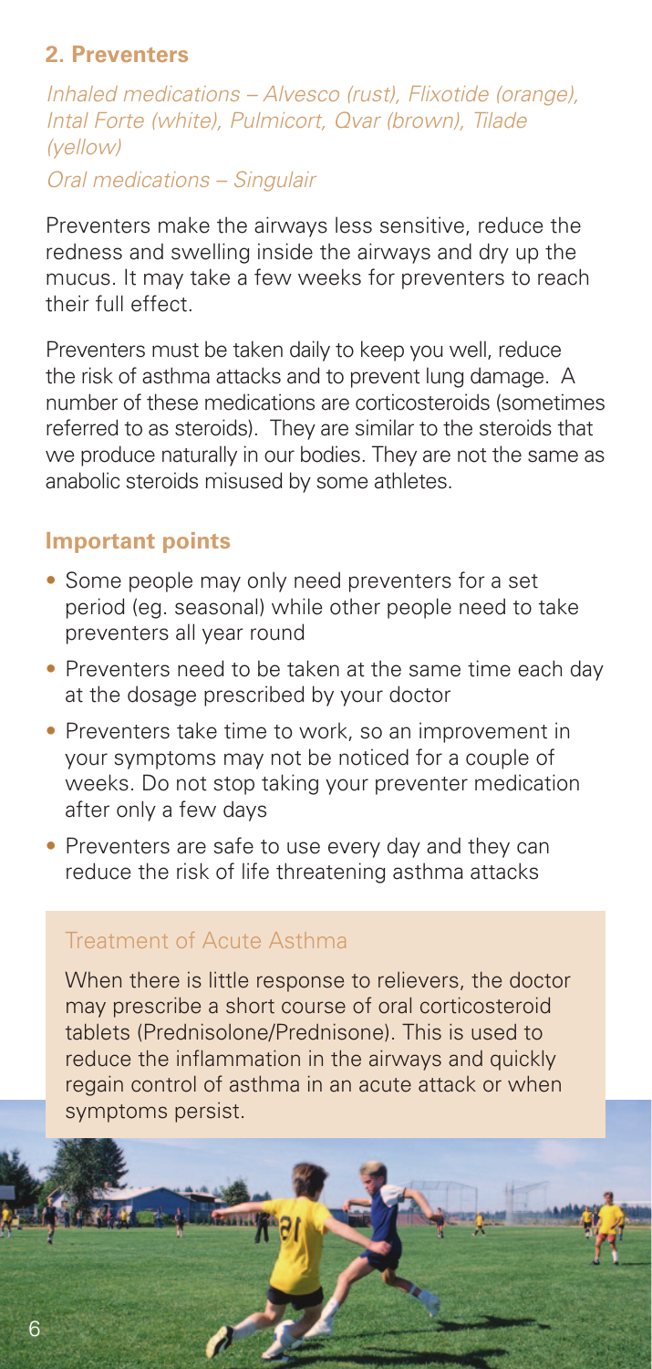## 2. Preventers

*Inhaled medications – Alvesco (rust), Flixotide (orange), Intal Forte (white), Pulmicort, Qvar (brown), Tilade (yellow)*

*Oral medications – Singulair*

Preventers make the airways less sensitive, reduce the redness and swelling inside the airways and dry up the mucus. It may take a few weeks for preventers to reach their full effect.

Preventers must be taken daily to keep you well, reduce the risk of asthma attacks and to prevent lung damage. A number of these medications are corticosteroids (sometimes referred to as steroids). They are similar to the steroids that we produce naturally in our bodies. They are not the same as anabolic steroids misused by some athletes.

### Important points

- Some people may only need preventers for a set period (eg. seasonal) while other people need to take preventers all year round
- Preventers need to be taken at the same time each day at the dosage prescribed by your doctor
- Preventers take time to work, so an improvement in your symptoms may not be noticed for a couple of weeks. Do not stop taking your preventer medication after only a few days
- Preventers are safe to use every day and they can reduce the risk of life threatening asthma attacks

### Treatment of Acute Asthma

When there is little response to relievers, the doctor may prescribe a short course of oral corticosteroid tablets (Prednisolone/Prednisone). This is used to reduce the inflammation in the airways and quickly regain control of asthma in an acute attack or when symptoms persist.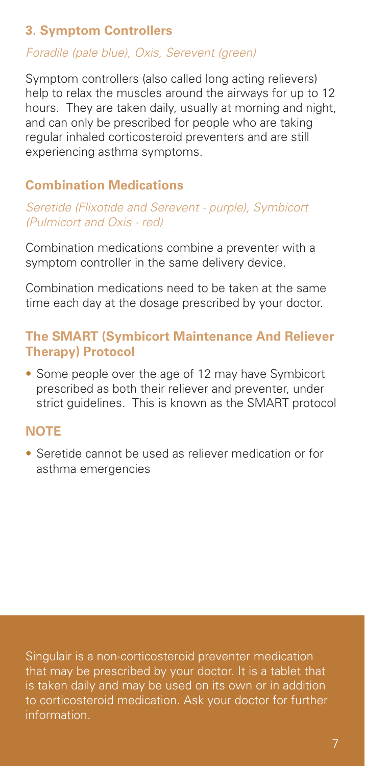### 3. Symptom Controllers

*Foradile (pale blue), Oxis, Serevent (green)*

Symptom controllers (also called long acting relievers) help to relax the muscles around the airways for up to 12 hours. They are taken daily, usually at morning and night, and can only be prescribed for people who are taking regular inhaled corticosteroid preventers and are still experiencing asthma symptoms.

### Combination Medications

*Seretide (Flixotide and Serevent - purple), Symbicort (Pulmicort and Oxis - red)*

Combination medications combine a preventer with a symptom controller in the same delivery device.

Combination medications need to be taken at the same time each day at the dosage prescribed by your doctor.

### The SMART (Symbicort Maintenance And Reliever Therapy) Protocol

- Some people over the age of 12 may have Symbicort prescribed as both their reliever and preventer, under strict guidelines. This is known as the SMART protocol

### NOTE

- Seretide cannot be used as reliever medication or for asthma emergencies

Singulair is a non-corticosteroid preventer medication that may be prescribed by your doctor. It is a tablet that is taken daily and may be used on its own or in addition to corticosteroid medication. Ask your doctor for further information.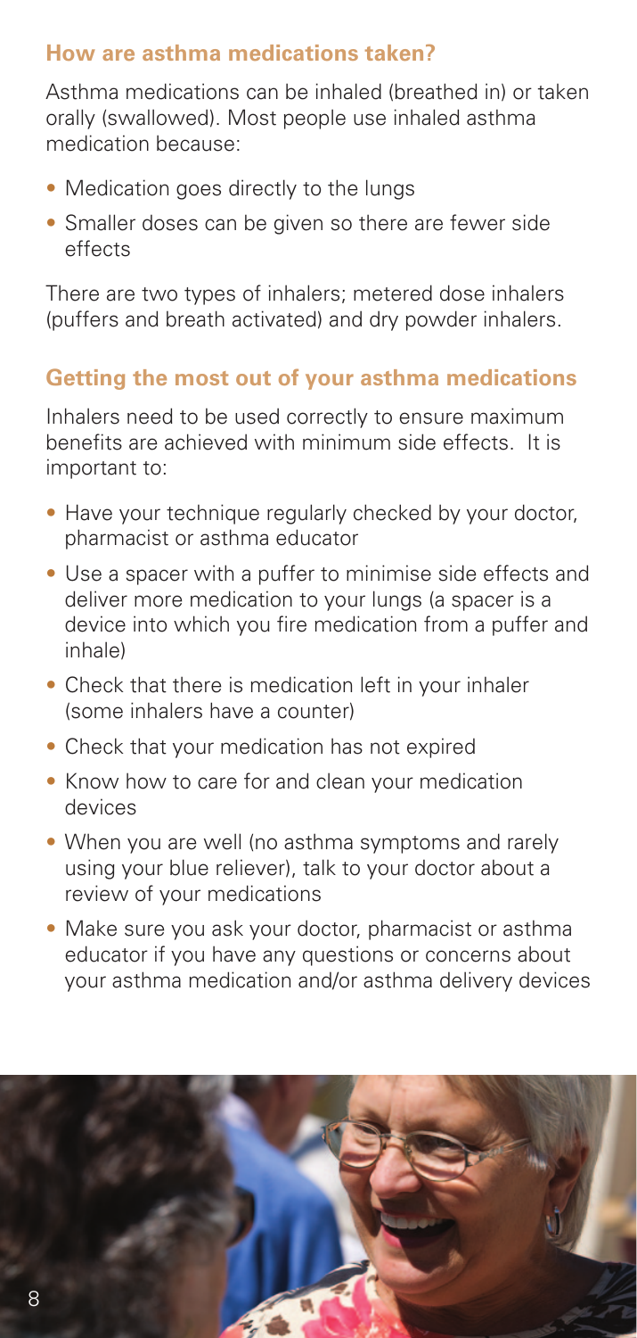## How are asthma medications taken?

Asthma medications can be inhaled (breathed in) or taken orally (swallowed). Most people use inhaled asthma medication because:

- Medication goes directly to the lungs
- Smaller doses can be given so there are fewer side effects

There are two types of inhalers; metered dose inhalers (puffers and breath activated) and dry powder inhalers.

## Getting the most out of your asthma medications

Inhalers need to be used correctly to ensure maximum benefits are achieved with minimum side effects. It is important to:

- Have your technique regularly checked by your doctor, pharmacist or asthma educator
- Use a spacer with a puffer to minimise side effects and deliver more medication to your lungs (a spacer is a device into which you fire medication from a puffer and inhale)
- Check that there is medication left in your inhaler (some inhalers have a counter)
- Check that your medication has not expired
- Know how to care for and clean your medication devices
- When you are well (no asthma symptoms and rarely using your blue reliever), talk to your doctor about a review of your medications
- Make sure you ask your doctor, pharmacist or asthma educator if you have any questions or concerns about your asthma medication and/or asthma delivery devices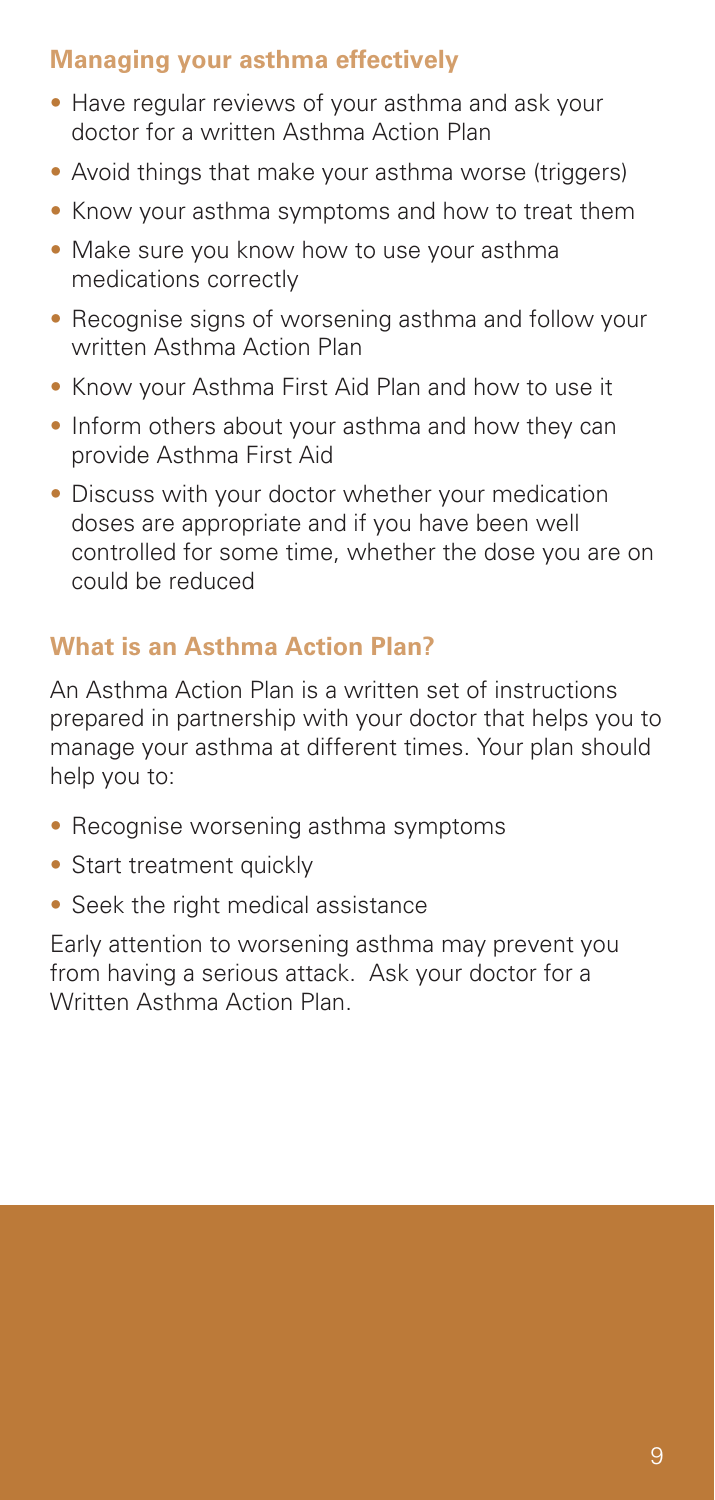## Managing your asthma effectively

- Have regular reviews of your asthma and ask your doctor for a written Asthma Action Plan
- Avoid things that make your asthma worse (triggers)
- Know your asthma symptoms and how to treat them
- Make sure you know how to use your asthma medications correctly
- Recognise signs of worsening asthma and follow your written Asthma Action Plan
- Know your Asthma First Aid Plan and how to use it
- Inform others about your asthma and how they can provide Asthma First Aid
- Discuss with your doctor whether your medication doses are appropriate and if you have been well controlled for some time, whether the dose you are on could be reduced

## What is an Asthma Action Plan?

An Asthma Action Plan is a written set of instructions prepared in partnership with your doctor that helps you to manage your asthma at different times. Your plan should help you to:

- Recognise worsening asthma symptoms
- Start treatment quickly
- Seek the right medical assistance

Early attention to worsening asthma may prevent you from having a serious attack. Ask your doctor for a Written Asthma Action Plan.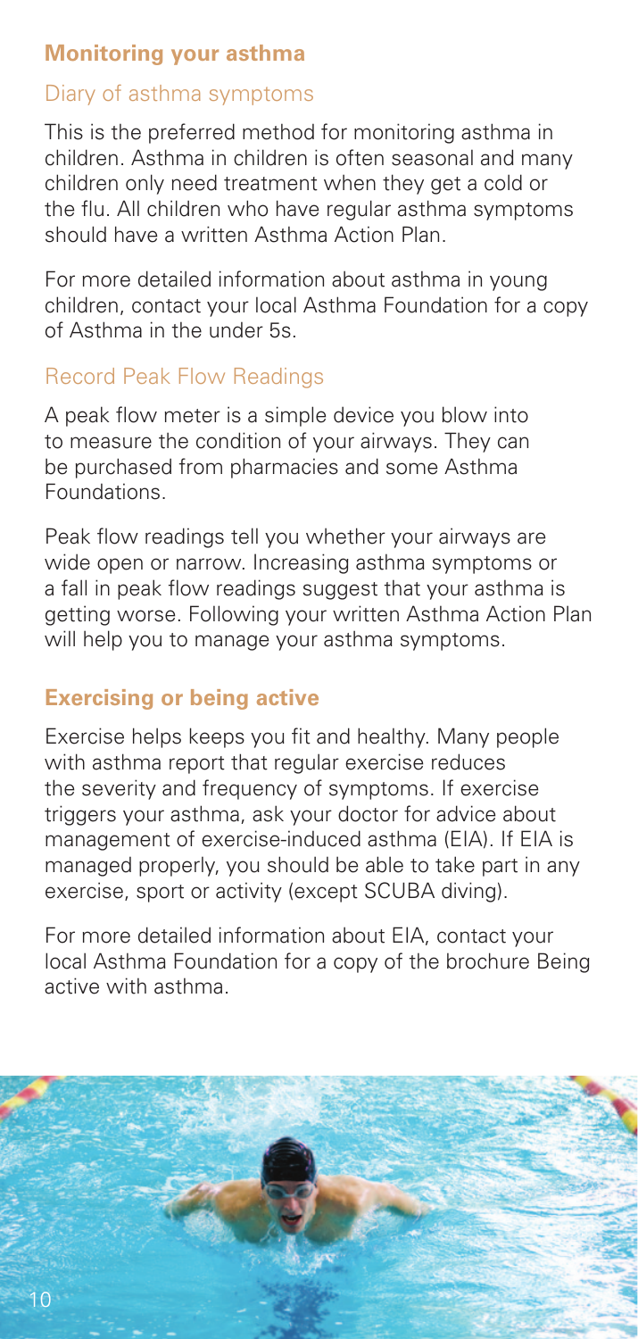## Monitoring your asthma

### Diary of asthma symptoms

This is the preferred method for monitoring asthma in children. Asthma in children is often seasonal and many children only need treatment when they get a cold or the flu. All children who have regular asthma symptoms should have a written Asthma Action Plan.

For more detailed information about asthma in young children, contact your local Asthma Foundation for a copy of Asthma in the under 5s.

### Record Peak Flow Readings

A peak flow meter is a simple device you blow into to measure the condition of your airways. They can be purchased from pharmacies and some Asthma Foundations.

Peak flow readings tell you whether your airways are wide open or narrow. Increasing asthma symptoms or a fall in peak flow readings suggest that your asthma is getting worse. Following your written Asthma Action Plan will help you to manage your asthma symptoms.

## Exercising or being active

Exercise helps keeps you fit and healthy. Many people with asthma report that regular exercise reduces the severity and frequency of symptoms. If exercise triggers your asthma, ask your doctor for advice about management of exercise-induced asthma (EIA). If EIA is managed properly, you should be able to take part in any exercise, sport or activity (except SCUBA diving).

For more detailed information about EIA, contact your local Asthma Foundation for a copy of the brochure Being active with asthma.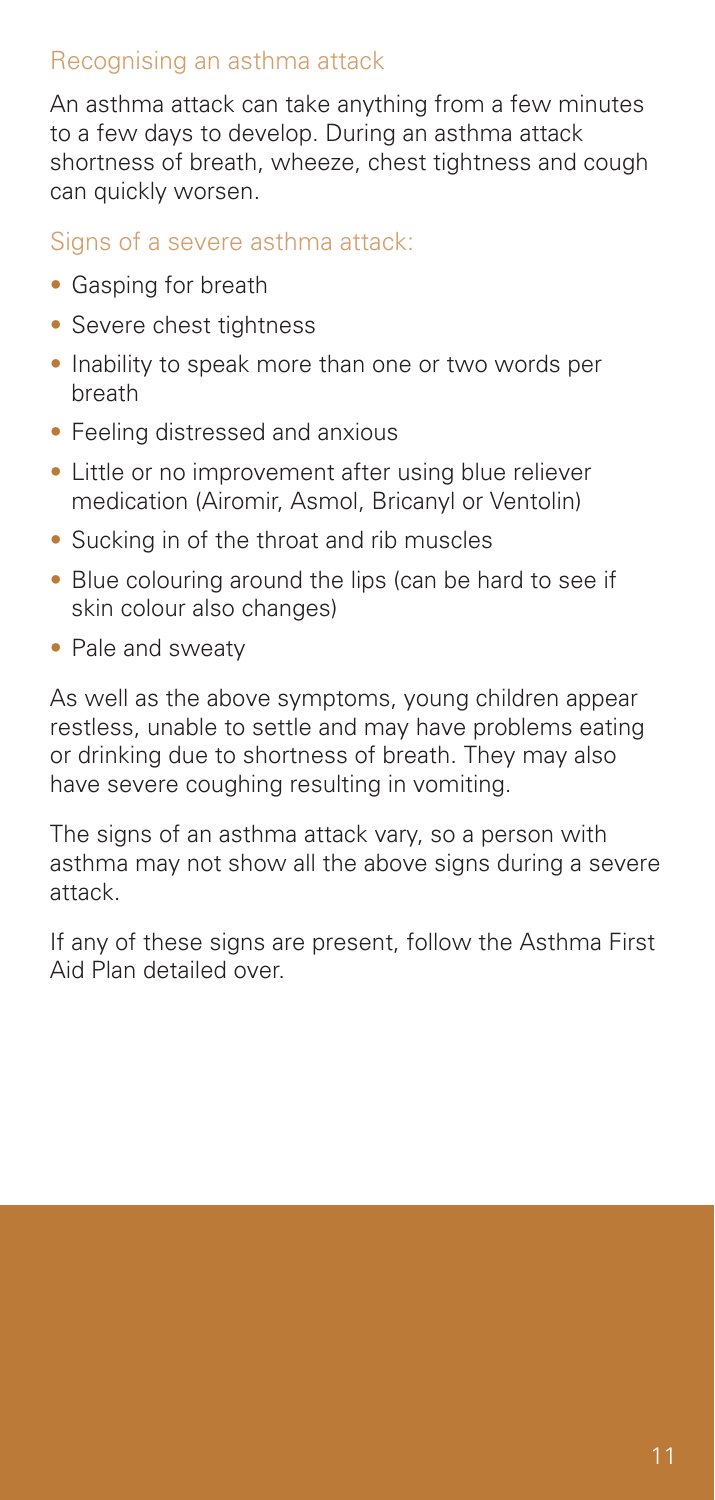## Recognising an asthma attack

An asthma attack can take anything from a few minutes to a few days to develop. During an asthma attack shortness of breath, wheeze, chest tightness and cough can quickly worsen.

### Signs of a severe asthma attack:

- Gasping for breath
- Severe chest tightness
- Inability to speak more than one or two words per breath
- Feeling distressed and anxious
- Little or no improvement after using blue reliever medication (Airomir, Asmol, Bricanyl or Ventolin)
- Sucking in of the throat and rib muscles
- Blue colouring around the lips (can be hard to see if skin colour also changes)
- Pale and sweaty

As well as the above symptoms, young children appear restless, unable to settle and may have problems eating or drinking due to shortness of breath. They may also have severe coughing resulting in vomiting.

The signs of an asthma attack vary, so a person with asthma may not show all the above signs during a severe attack.

If any of these signs are present, follow the Asthma First Aid Plan detailed over.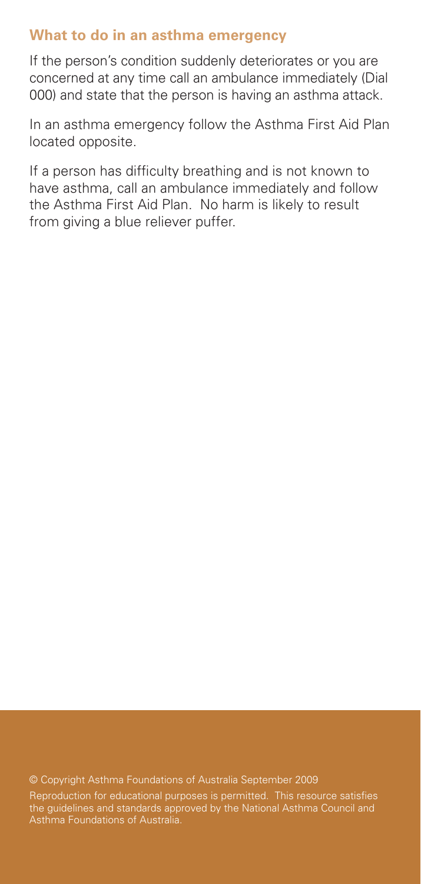## What to do in an asthma emergency

If the person's condition suddenly deteriorates or you are concerned at any time call an ambulance immediately (Dial 000) and state that the person is having an asthma attack.

In an asthma emergency follow the Asthma First Aid Plan located opposite.

If a person has difficulty breathing and is not known to have asthma, call an ambulance immediately and follow the Asthma First Aid Plan. No harm is likely to result from giving a blue reliever puffer.

© Copyright Asthma Foundations of Australia September 2009

Reproduction for educational purposes is permitted. This resource satisfies the guidelines and standards approved by the National Asthma Council and Asthma Foundations of Australia.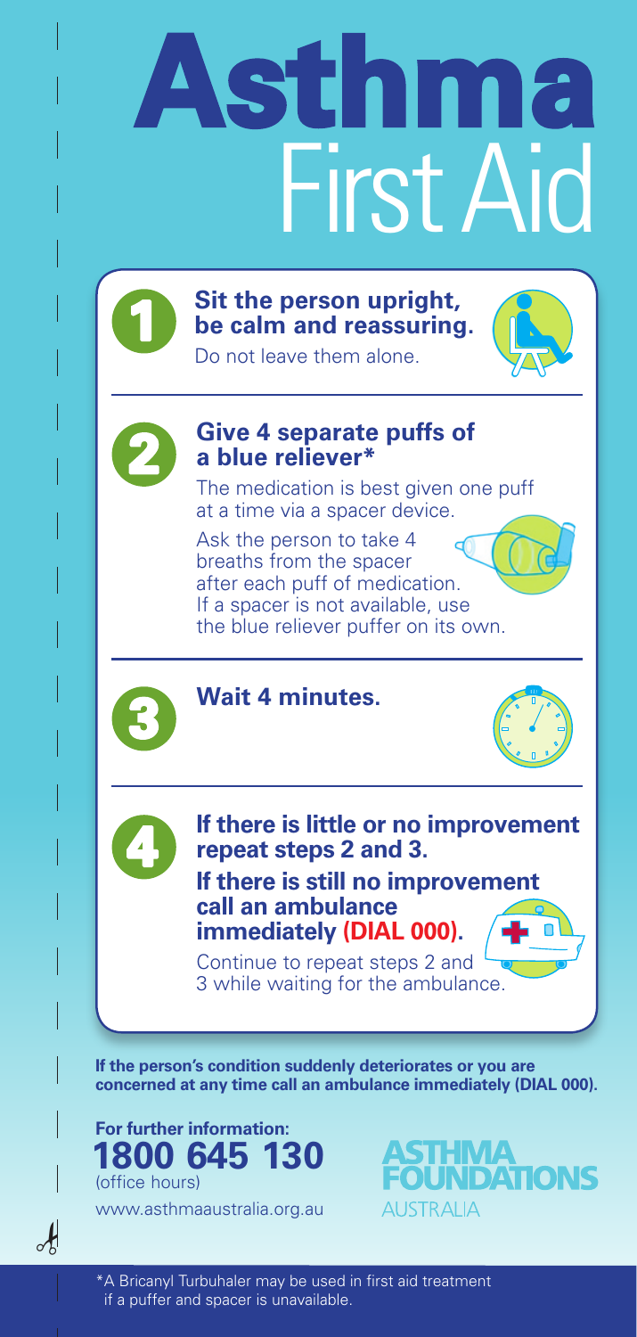# Asthma First Aid

1. **Sit the person upright, be calm and reassuring.**
   Do not leave them alone.

2. **Give 4 separate puffs of a blue reliever***
   The medication is best given one puff at a time via a spacer device.
   Ask the person to take 4 breaths from the spacer after each puff of medication.
   If a spacer is not available, use the blue reliever puffer on its own.

3. **Wait 4 minutes.**

4. **If there is little or no improvement repeat steps 2 and 3.**
   **If there is still no improvement call an ambulance immediately (DIAL 000).**
   Continue to repeat steps 2 and 3 while waiting for the ambulance.

**If the person's condition suddenly deteriorates or you are concerned at any time call an ambulance immediately (DIAL 000).**

**For further information:**
**1800 645 130**
(office hours)
www.asthmaaustralia.org.au

ASTHMA FOUNDATIONS AUSTRALIA

*A Bricanyl Turbuhaler may be used in first aid treatment if a puffer and spacer is unavailable.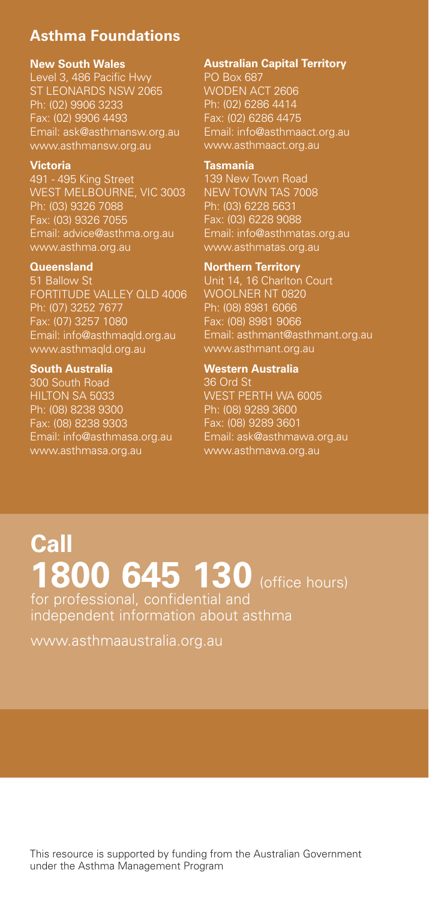## Asthma Foundations

**New South Wales**
Level 3, 486 Pacific Hwy
ST LEONARDS NSW 2065
Ph: (02) 9906 3233
Fax: (02) 9906 4493
Email: ask@asthmansw.org.au
www.asthmansw.org.au

**Victoria**
491 - 495 King Street
WEST MELBOURNE, VIC 3003
Ph: (03) 9326 7088
Fax: (03) 9326 7055
Email: advice@asthma.org.au
www.asthma.org.au

**Queensland**
51 Ballow St
FORTITUDE VALLEY QLD 4006
Ph: (07) 3252 7677
Fax: (07) 3257 1080
Email: info@asthmaqld.org.au
www.asthmaqld.org.au

**South Australia**
300 South Road
HILTON SA 5033
Ph: (08) 8238 9300
Fax: (08) 8238 9303
Email: info@asthmasa.org.au
www.asthmasa.org.au

**Australian Capital Territory**
PO Box 687
WODEN ACT 2606
Ph: (02) 6286 4414
Fax: (02) 6286 4475
Email: info@asthmaact.org.au
www.asthmaact.org.au

**Tasmania**
139 New Town Road
NEW TOWN TAS 7008
Ph: (03) 6228 5631
Fax: (03) 6228 9088
Email: info@asthmatas.org.au
www.asthmatas.org.au

**Northern Territory**
Unit 14, 16 Charlton Court
WOOLNER NT 0820
Ph: (08) 8981 6066
Fax: (08) 8981 9066
Email: asthmant@asthmant.org.au
www.asthmant.org.au

**Western Australia**
36 Ord St
WEST PERTH WA 6005
Ph: (08) 9289 3600
Fax: (08) 9289 3601
Email: ask@asthmawa.org.au
www.asthmawa.org.au

# Call
# 1800 645 130 (office hours)

for professional, confidential and independent information about asthma

www.asthmaaustralia.org.au

This resource is supported by funding from the Australian Government under the Asthma Management Program